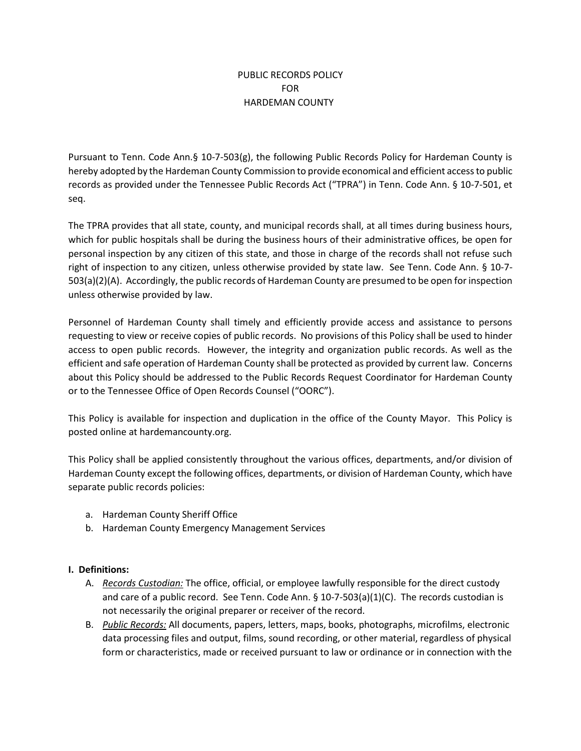# PUBLIC RECORDS POLICY
# FOR
# HARDEMAN COUNTY

Pursuant to Tenn. Code Ann.§ 10-7-503(g), the following Public Records Policy for Hardeman County is hereby adopted by the Hardeman County Commission to provide economical and efficient access to public records as provided under the Tennessee Public Records Act ("TPRA") in Tenn. Code Ann. § 10-7-501, et seq.

The TPRA provides that all state, county, and municipal records shall, at all times during business hours, which for public hospitals shall be during the business hours of their administrative offices, be open for personal inspection by any citizen of this state, and those in charge of the records shall not refuse such right of inspection to any citizen, unless otherwise provided by state law. See Tenn. Code Ann. § 10-7-503(a)(2)(A). Accordingly, the public records of Hardeman County are presumed to be open for inspection unless otherwise provided by law.

Personnel of Hardeman County shall timely and efficiently provide access and assistance to persons requesting to view or receive copies of public records. No provisions of this Policy shall be used to hinder access to open public records. However, the integrity and organization public records. As well as the efficient and safe operation of Hardeman County shall be protected as provided by current law. Concerns about this Policy should be addressed to the Public Records Request Coordinator for Hardeman County or to the Tennessee Office of Open Records Counsel ("OORC").

This Policy is available for inspection and duplication in the office of the County Mayor. This Policy is posted online at hardemancounty.org.

This Policy shall be applied consistently throughout the various offices, departments, and/or division of Hardeman County except the following offices, departments, or division of Hardeman County, which have separate public records policies:

a. Hardeman County Sheriff Office
b. Hardeman County Emergency Management Services

## I. Definitions:

A. *Records Custodian:* The office, official, or employee lawfully responsible for the direct custody and care of a public record. See Tenn. Code Ann. § 10-7-503(a)(1)(C). The records custodian is not necessarily the original preparer or receiver of the record.

B. *Public Records:* All documents, papers, letters, maps, books, photographs, microfilms, electronic data processing files and output, films, sound recording, or other material, regardless of physical form or characteristics, made or received pursuant to law or ordinance or in connection with the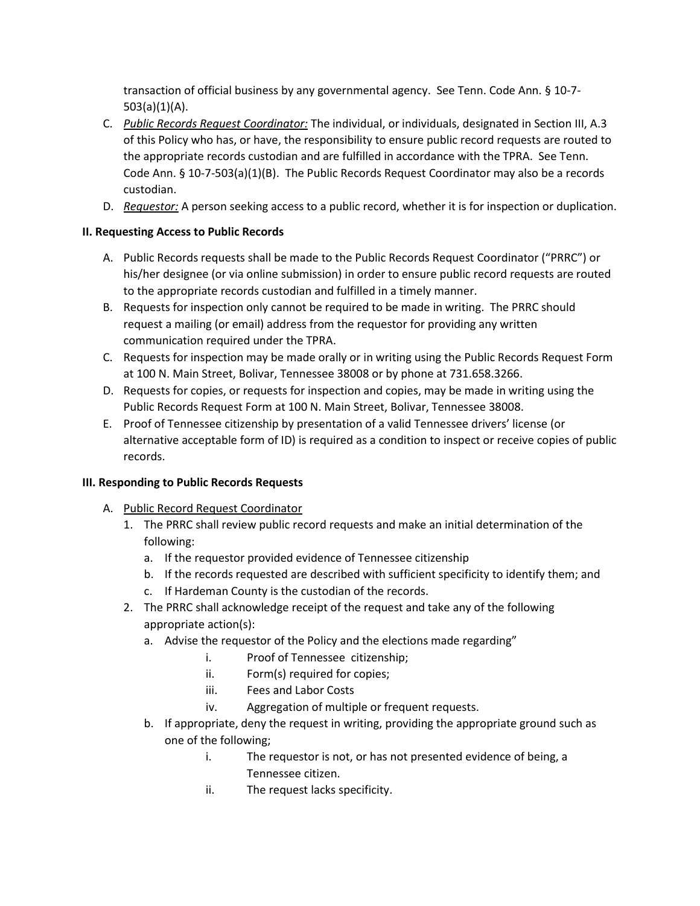transaction of official business by any governmental agency. See Tenn. Code Ann. § 10-7-503(a)(1)(A).

C. *Public Records Request Coordinator:* The individual, or individuals, designated in Section III, A.3 of this Policy who has, or have, the responsibility to ensure public record requests are routed to the appropriate records custodian and are fulfilled in accordance with the TPRA. See Tenn. Code Ann. § 10-7-503(a)(1)(B). The Public Records Request Coordinator may also be a records custodian.

D. *Requestor:* A person seeking access to a public record, whether it is for inspection or duplication.

**II. Requesting Access to Public Records**

A. Public Records requests shall be made to the Public Records Request Coordinator ("PRRC") or his/her designee (or via online submission) in order to ensure public record requests are routed to the appropriate records custodian and fulfilled in a timely manner.

B. Requests for inspection only cannot be required to be made in writing. The PRRC should request a mailing (or email) address from the requestor for providing any written communication required under the TPRA.

C. Requests for inspection may be made orally or in writing using the Public Records Request Form at 100 N. Main Street, Bolivar, Tennessee 38008 or by phone at 731.658.3266.

D. Requests for copies, or requests for inspection and copies, may be made in writing using the Public Records Request Form at 100 N. Main Street, Bolivar, Tennessee 38008.

E. Proof of Tennessee citizenship by presentation of a valid Tennessee drivers' license (or alternative acceptable form of ID) is required as a condition to inspect or receive copies of public records.

**III. Responding to Public Records Requests**

A. Public Record Request Coordinator
   1. The PRRC shall review public record requests and make an initial determination of the following:
      a. If the requestor provided evidence of Tennessee citizenship
      b. If the records requested are described with sufficient specificity to identify them; and
      c. If Hardeman County is the custodian of the records.
   2. The PRRC shall acknowledge receipt of the request and take any of the following appropriate action(s):
      a. Advise the requestor of the Policy and the elections made regarding"
         i. Proof of Tennessee citizenship;
         ii. Form(s) required for copies;
         iii. Fees and Labor Costs
         iv. Aggregation of multiple or frequent requests.
      b. If appropriate, deny the request in writing, providing the appropriate ground such as one of the following;
         i. The requestor is not, or has not presented evidence of being, a Tennessee citizen.
         ii. The request lacks specificity.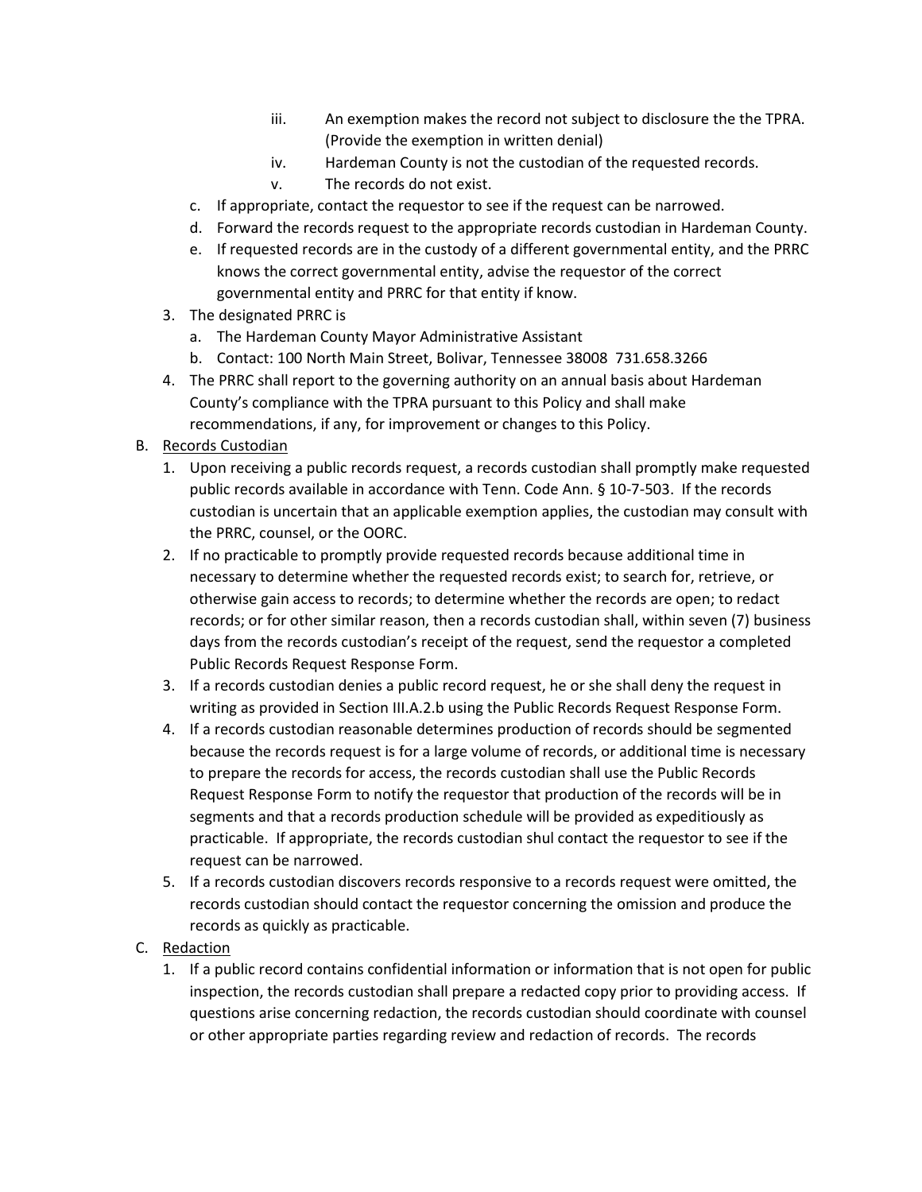iii. An exemption makes the record not subject to disclosure the the TPRA. (Provide the exemption in written denial)
      iv. Hardeman County is not the custodian of the requested records.
      v. The records do not exist.
   c. If appropriate, contact the requestor to see if the request can be narrowed.
   d. Forward the records request to the appropriate records custodian in Hardeman County.
   e. If requested records are in the custody of a different governmental entity, and the PRRC knows the correct governmental entity, advise the requestor of the correct governmental entity and PRRC for that entity if know.
3. The designated PRRC is
   a. The Hardeman County Mayor Administrative Assistant
   b. Contact: 100 North Main Street, Bolivar, Tennessee 38008 731.658.3266
4. The PRRC shall report to the governing authority on an annual basis about Hardeman County's compliance with the TPRA pursuant to this Policy and shall make recommendations, if any, for improvement or changes to this Policy.

B. Records Custodian
   1. Upon receiving a public records request, a records custodian shall promptly make requested public records available in accordance with Tenn. Code Ann. § 10-7-503. If the records custodian is uncertain that an applicable exemption applies, the custodian may consult with the PRRC, counsel, or the OORC.
   2. If no practicable to promptly provide requested records because additional time in necessary to determine whether the requested records exist; to search for, retrieve, or otherwise gain access to records; to determine whether the records are open; to redact records; or for other similar reason, then a records custodian shall, within seven (7) business days from the records custodian's receipt of the request, send the requestor a completed Public Records Request Response Form.
   3. If a records custodian denies a public record request, he or she shall deny the request in writing as provided in Section III.A.2.b using the Public Records Request Response Form.
   4. If a records custodian reasonable determines production of records should be segmented because the records request is for a large volume of records, or additional time is necessary to prepare the records for access, the records custodian shall use the Public Records Request Response Form to notify the requestor that production of the records will be in segments and that a records production schedule will be provided as expeditiously as practicable. If appropriate, the records custodian shul contact the requestor to see if the request can be narrowed.
   5. If a records custodian discovers records responsive to a records request were omitted, the records custodian should contact the requestor concerning the omission and produce the records as quickly as practicable.

C. Redaction
   1. If a public record contains confidential information or information that is not open for public inspection, the records custodian shall prepare a redacted copy prior to providing access. If questions arise concerning redaction, the records custodian should coordinate with counsel or other appropriate parties regarding review and redaction of records. The records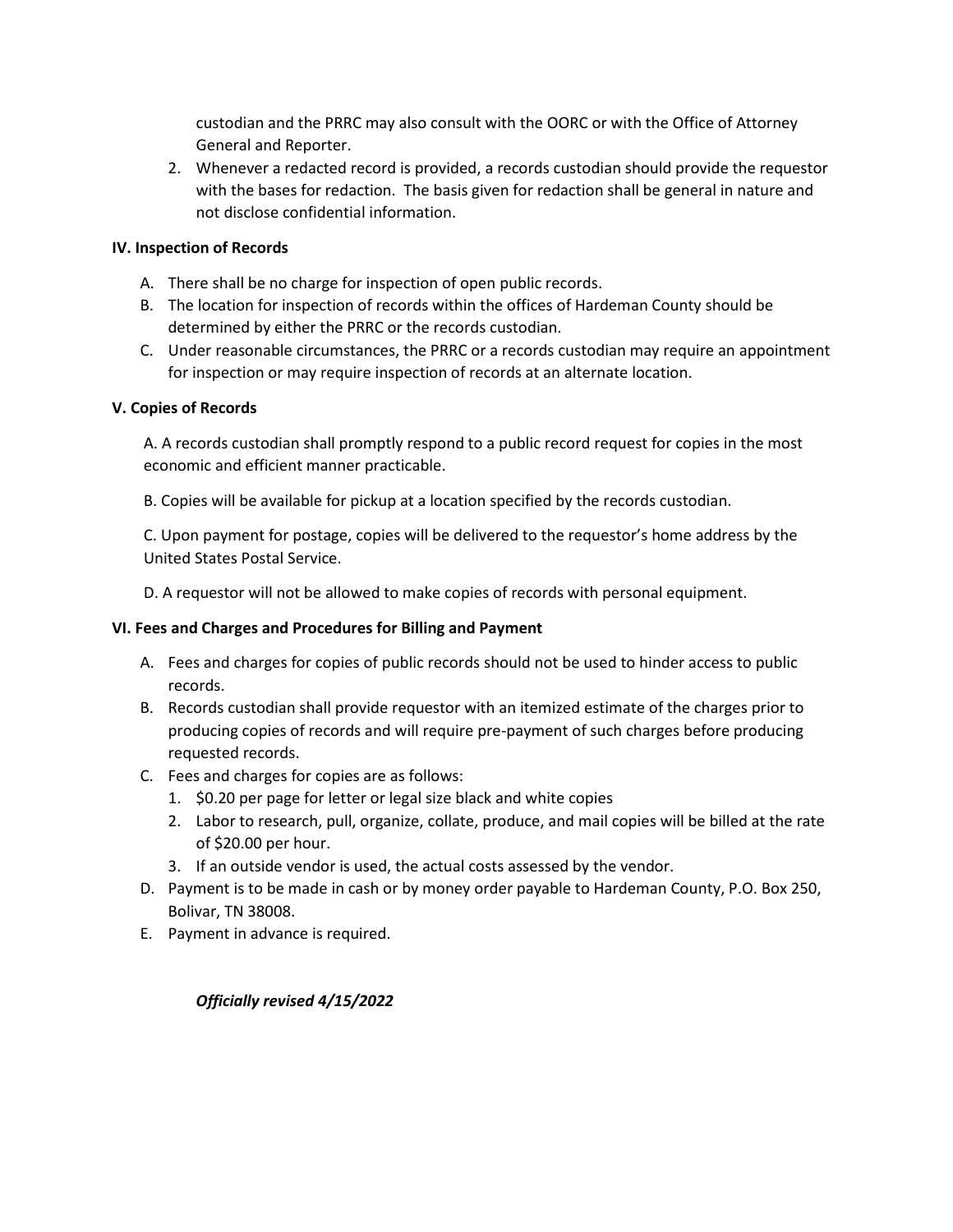custodian and the PRRC may also consult with the OORC or with the Office of Attorney General and Reporter.

2. Whenever a redacted record is provided, a records custodian should provide the requestor with the bases for redaction. The basis given for redaction shall be general in nature and not disclose confidential information.

**IV. Inspection of Records**

A. There shall be no charge for inspection of open public records.

B. The location for inspection of records within the offices of Hardeman County should be determined by either the PRRC or the records custodian.

C. Under reasonable circumstances, the PRRC or a records custodian may require an appointment for inspection or may require inspection of records at an alternate location.

**V. Copies of Records**

A. A records custodian shall promptly respond to a public record request for copies in the most economic and efficient manner practicable.

B. Copies will be available for pickup at a location specified by the records custodian.

C. Upon payment for postage, copies will be delivered to the requestor's home address by the United States Postal Service.

D. A requestor will not be allowed to make copies of records with personal equipment.

**VI. Fees and Charges and Procedures for Billing and Payment**

A. Fees and charges for copies of public records should not be used to hinder access to public records.

B. Records custodian shall provide requestor with an itemized estimate of the charges prior to producing copies of records and will require pre-payment of such charges before producing requested records.

C. Fees and charges for copies are as follows:

   1. $0.20 per page for letter or legal size black and white copies
   2. Labor to research, pull, organize, collate, produce, and mail copies will be billed at the rate of $20.00 per hour.
   3. If an outside vendor is used, the actual costs assessed by the vendor.

D. Payment is to be made in cash or by money order payable to Hardeman County, P.O. Box 250, Bolivar, TN 38008.

E. Payment in advance is required.

***Officially revised 4/15/2022***